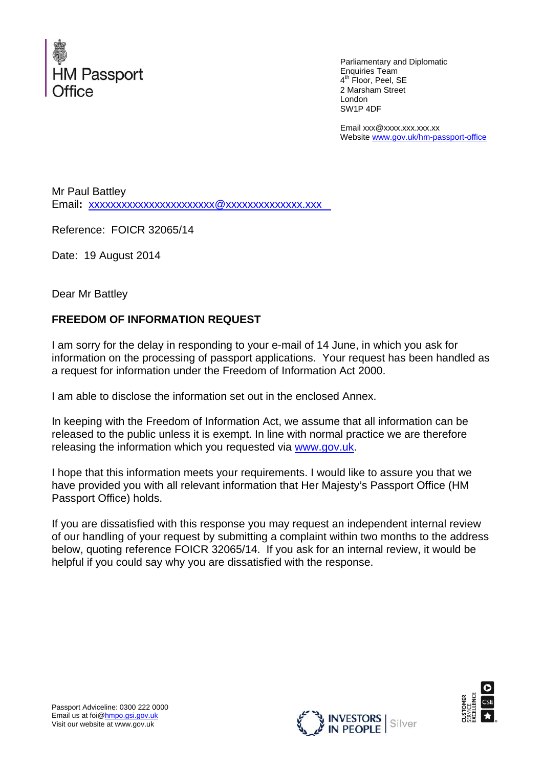HM Passport Office

Parliamentary and Diplomatic Enquiries Team
4th Floor, Peel, SE
2 Marsham Street
London
SW1P 4DF

Email xxx@xxxx.xxx.xxx.xx
Website www.gov.uk/hm-passport-office

Mr Paul Battley
**Email:** xxxxxxxxxxxxxxxxxxxxxxx@xxxxxxxxxxxxxx.xxx

Reference: FOICR 32065/14

Date: 19 August 2014

Dear Mr Battley

**FREEDOM OF INFORMATION REQUEST**

I am sorry for the delay in responding to your e-mail of 14 June, in which you ask for information on the processing of passport applications. Your request has been handled as a request for information under the Freedom of Information Act 2000.

I am able to disclose the information set out in the enclosed Annex.

In keeping with the Freedom of Information Act, we assume that all information can be released to the public unless it is exempt. In line with normal practice we are therefore releasing the information which you requested via www.gov.uk.

I hope that this information meets your requirements. I would like to assure you that we have provided you with all relevant information that Her Majesty's Passport Office (HM Passport Office) holds.

If you are dissatisfied with this response you may request an independent internal review of our handling of your request by submitting a complaint within two months to the address below, quoting reference FOICR 32065/14. If you ask for an internal review, it would be helpful if you could say why you are dissatisfied with the response.

Passport Adviceline: 0300 222 0000
Email us at foi@hmpo.gsi.gov.uk
Visit our website at www.gov.uk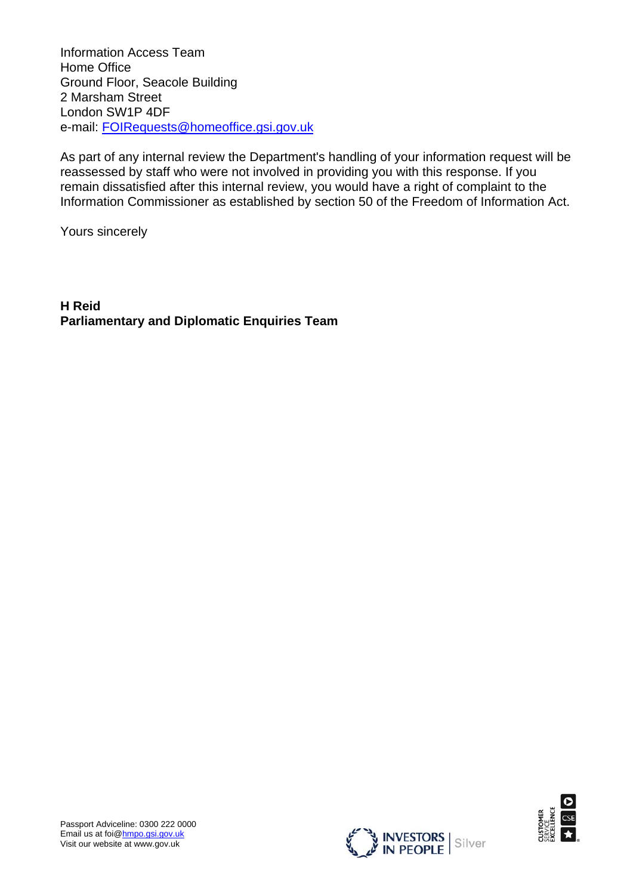Information Access Team  
Home Office  
Ground Floor, Seacole Building  
2 Marsham Street  
London SW1P 4DF  
e-mail: FOIRequests@homeoffice.gsi.gov.uk

As part of any internal review the Department's handling of your information request will be reassessed by staff who were not involved in providing you with this response. If you remain dissatisfied after this internal review, you would have a right of complaint to the Information Commissioner as established by section 50 of the Freedom of Information Act.

Yours sincerely

**H Reid**  
**Parliamentary and Diplomatic Enquiries Team**

Passport Adviceline: 0300 222 0000  
Email us at foi@hmpo.gsi.gov.uk  
Visit our website at www.gov.uk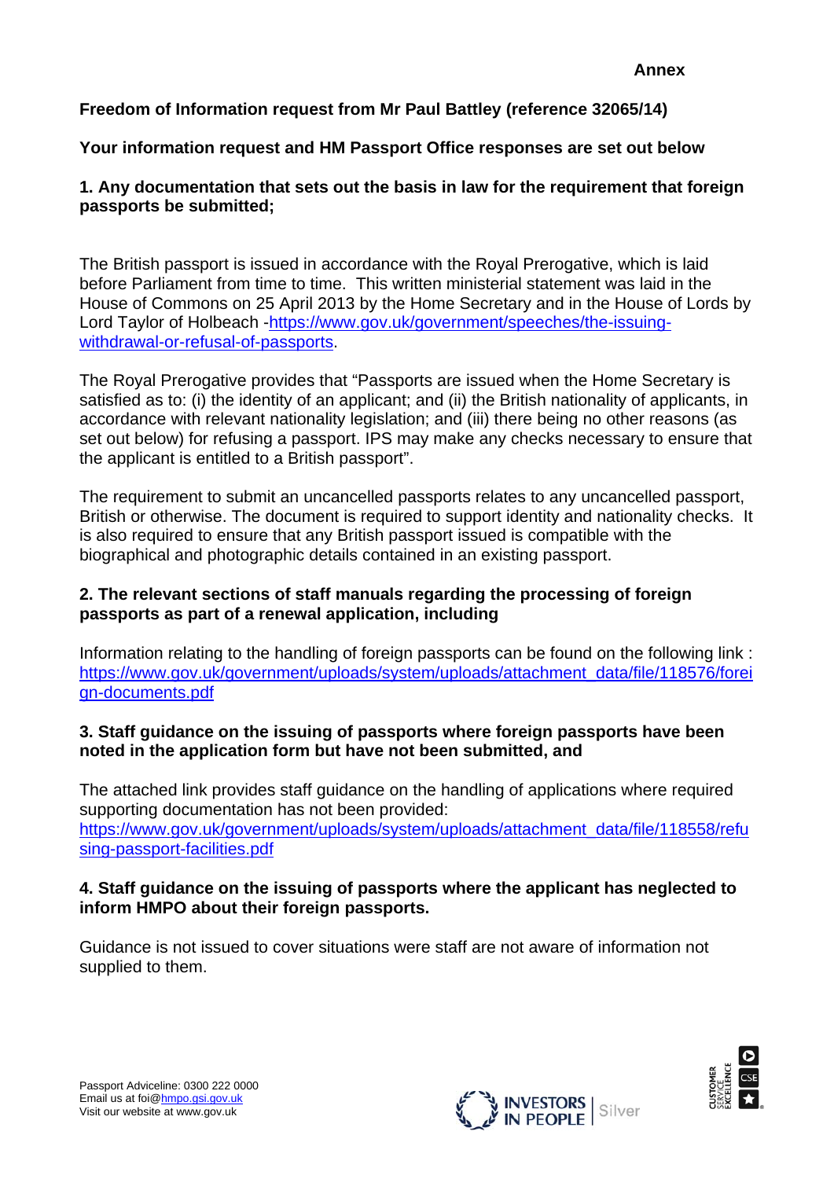**Annex**

**Freedom of Information request from Mr Paul Battley (reference 32065/14)**

**Your information request and HM Passport Office responses are set out below**

**1. Any documentation that sets out the basis in law for the requirement that foreign passports be submitted;**

The British passport is issued in accordance with the Royal Prerogative, which is laid before Parliament from time to time. This written ministerial statement was laid in the House of Commons on 25 April 2013 by the Home Secretary and in the House of Lords by Lord Taylor of Holbeach -https://www.gov.uk/government/speeches/the-issuing-withdrawal-or-refusal-of-passports.

The Royal Prerogative provides that "Passports are issued when the Home Secretary is satisfied as to: (i) the identity of an applicant; and (ii) the British nationality of applicants, in accordance with relevant nationality legislation; and (iii) there being no other reasons (as set out below) for refusing a passport. IPS may make any checks necessary to ensure that the applicant is entitled to a British passport".

The requirement to submit an uncancelled passports relates to any uncancelled passport, British or otherwise. The document is required to support identity and nationality checks. It is also required to ensure that any British passport issued is compatible with the biographical and photographic details contained in an existing passport.

**2. The relevant sections of staff manuals regarding the processing of foreign passports as part of a renewal application, including**

Information relating to the handling of foreign passports can be found on the following link : https://www.gov.uk/government/uploads/system/uploads/attachment_data/file/118576/foreign-documents.pdf

**3. Staff guidance on the issuing of passports where foreign passports have been noted in the application form but have not been submitted, and**

The attached link provides staff guidance on the handling of applications where required supporting documentation has not been provided:
https://www.gov.uk/government/uploads/system/uploads/attachment_data/file/118558/refusing-passport-facilities.pdf

**4. Staff guidance on the issuing of passports where the applicant has neglected to inform HMPO about their foreign passports.**

Guidance is not issued to cover situations were staff are not aware of information not supplied to them.

Passport Adviceline: 0300 222 0000
Email us at foi@hmpo.gsi.gov.uk
Visit our website at www.gov.uk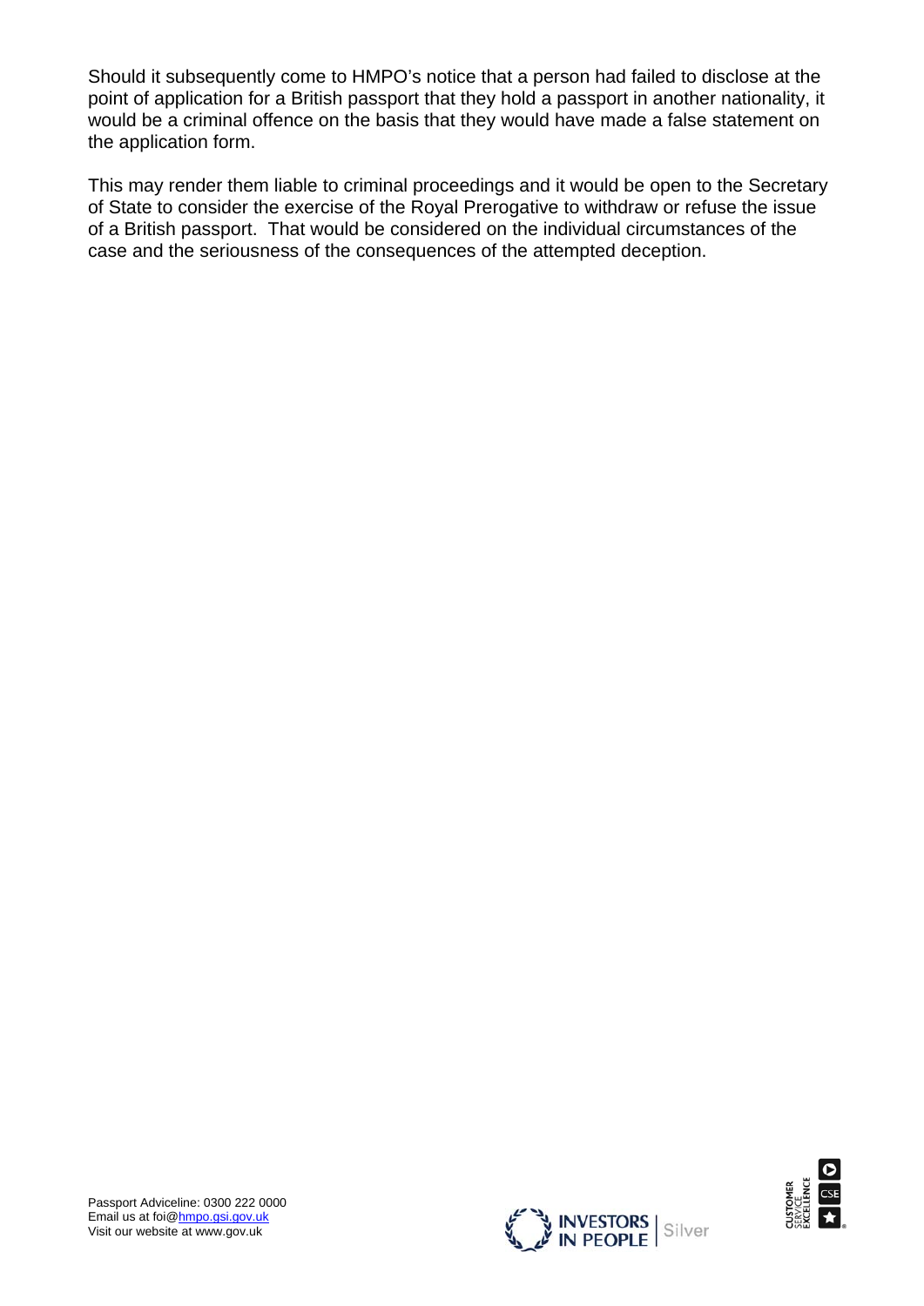Should it subsequently come to HMPO's notice that a person had failed to disclose at the point of application for a British passport that they hold a passport in another nationality, it would be a criminal offence on the basis that they would have made a false statement on the application form.

This may render them liable to criminal proceedings and it would be open to the Secretary of State to consider the exercise of the Royal Prerogative to withdraw or refuse the issue of a British passport. That would be considered on the individual circumstances of the case and the seriousness of the consequences of the attempted deception.

Passport Adviceline: 0300 222 0000
Email us at foi@hmpo.gsi.gov.uk
Visit our website at www.gov.uk